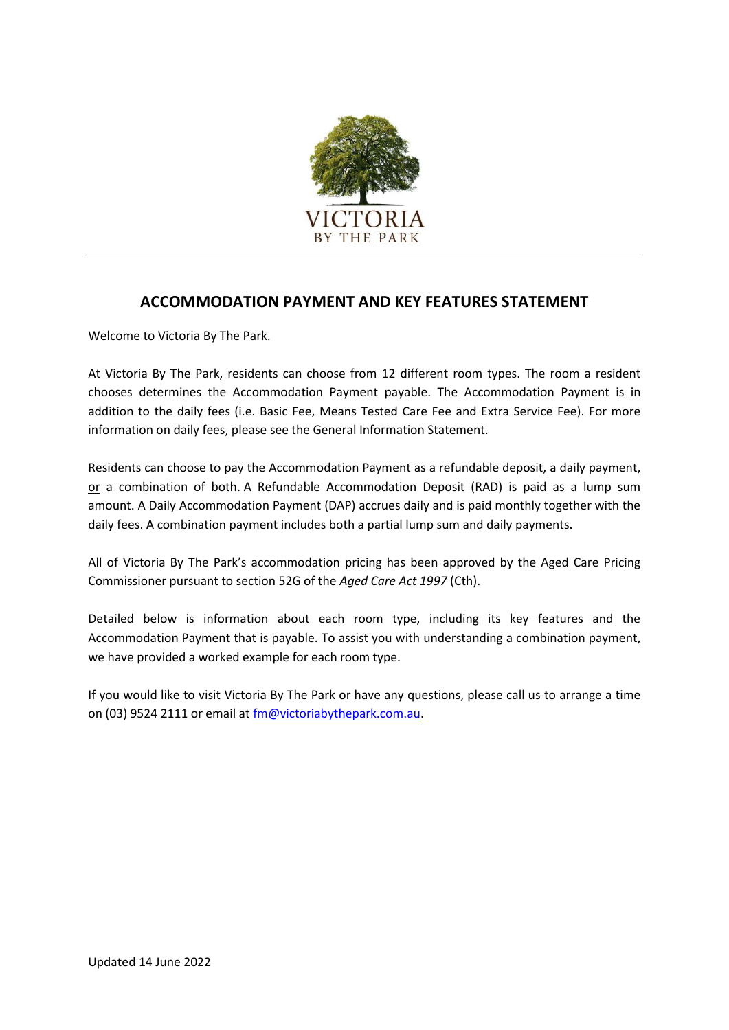VICTORIA
BY THE PARK

# ACCOMMODATION PAYMENT AND KEY FEATURES STATEMENT

Welcome to Victoria By The Park.

At Victoria By The Park, residents can choose from 12 different room types. The room a resident chooses determines the Accommodation Payment payable. The Accommodation Payment is in addition to the daily fees (i.e. Basic Fee, Means Tested Care Fee and Extra Service Fee). For more information on daily fees, please see the General Information Statement.

Residents can choose to pay the Accommodation Payment as a refundable deposit, a daily payment, <u>or</u> a combination of both. A Refundable Accommodation Deposit (RAD) is paid as a lump sum amount. A Daily Accommodation Payment (DAP) accrues daily and is paid monthly together with the daily fees. A combination payment includes both a partial lump sum and daily payments.

All of Victoria By The Park's accommodation pricing has been approved by the Aged Care Pricing Commissioner pursuant to section 52G of the *Aged Care Act 1997* (Cth).

Detailed below is information about each room type, including its key features and the Accommodation Payment that is payable. To assist you with understanding a combination payment, we have provided a worked example for each room type.

If you would like to visit Victoria By The Park or have any questions, please call us to arrange a time on (03) 9524 2111 or email at fm@victoriabythepark.com.au.

Updated 14 June 2022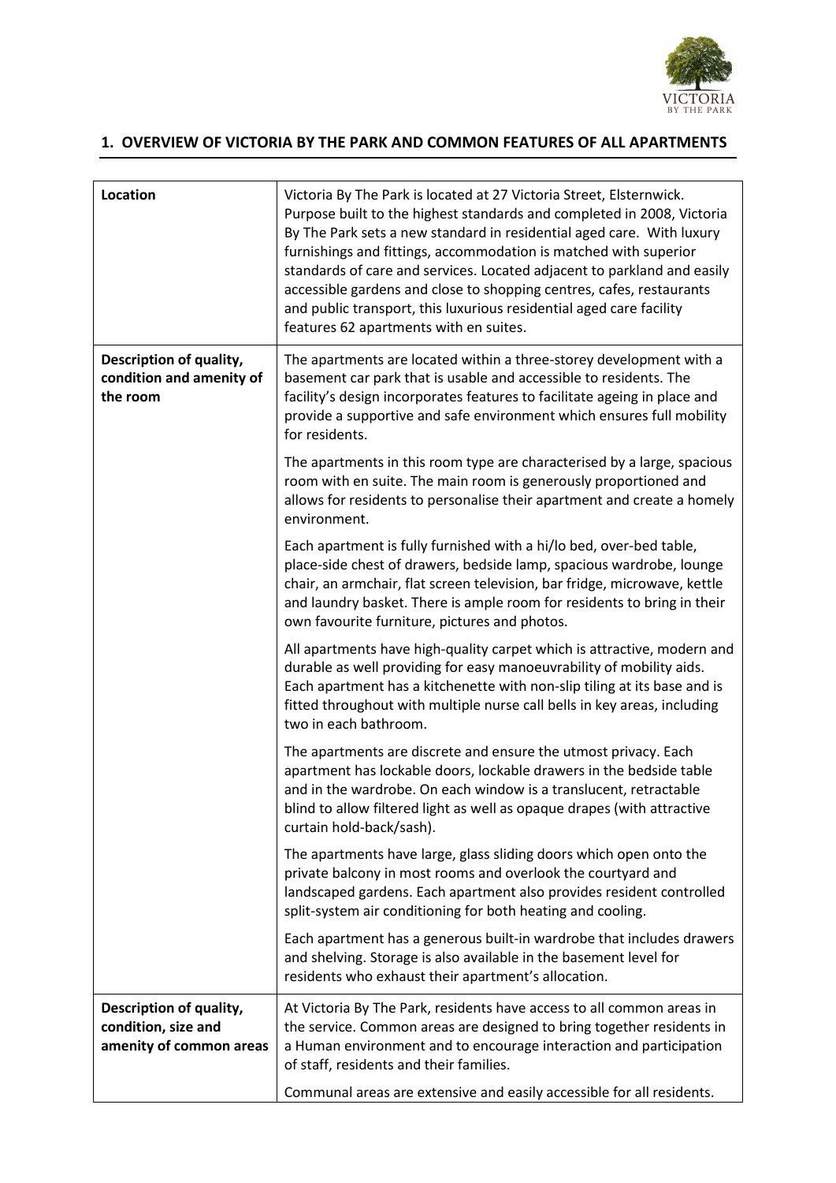## 1. OVERVIEW OF VICTORIA BY THE PARK AND COMMON FEATURES OF ALL APARTMENTS

| | |
|---|---|
| **Location** | Victoria By The Park is located at 27 Victoria Street, Elsternwick. Purpose built to the highest standards and completed in 2008, Victoria By The Park sets a new standard in residential aged care. With luxury furnishings and fittings, accommodation is matched with superior standards of care and services. Located adjacent to parkland and easily accessible gardens and close to shopping centres, cafes, restaurants and public transport, this luxurious residential aged care facility features 62 apartments with en suites. |
| **Description of quality, condition and amenity of the room** | The apartments are located within a three-storey development with a basement car park that is usable and accessible to residents. The facility's design incorporates features to facilitate ageing in place and provide a supportive and safe environment which ensures full mobility for residents.<br><br>The apartments in this room type are characterised by a large, spacious room with en suite. The main room is generously proportioned and allows for residents to personalise their apartment and create a homely environment.<br><br>Each apartment is fully furnished with a hi/lo bed, over-bed table, place-side chest of drawers, bedside lamp, spacious wardrobe, lounge chair, an armchair, flat screen television, bar fridge, microwave, kettle and laundry basket. There is ample room for residents to bring in their own favourite furniture, pictures and photos.<br><br>All apartments have high-quality carpet which is attractive, modern and durable as well providing for easy manoeuvrability of mobility aids. Each apartment has a kitchenette with non-slip tiling at its base and is fitted throughout with multiple nurse call bells in key areas, including two in each bathroom.<br><br>The apartments are discrete and ensure the utmost privacy. Each apartment has lockable doors, lockable drawers in the bedside table and in the wardrobe. On each window is a translucent, retractable blind to allow filtered light as well as opaque drapes (with attractive curtain hold-back/sash).<br><br>The apartments have large, glass sliding doors which open onto the private balcony in most rooms and overlook the courtyard and landscaped gardens. Each apartment also provides resident controlled split-system air conditioning for both heating and cooling.<br><br>Each apartment has a generous built-in wardrobe that includes drawers and shelving. Storage is also available in the basement level for residents who exhaust their apartment's allocation. |
| **Description of quality, condition, size and amenity of common areas** | At Victoria By The Park, residents have access to all common areas in the service. Common areas are designed to bring together residents in a Human environment and to encourage interaction and participation of staff, residents and their families.<br><br>Communal areas are extensive and easily accessible for all residents. |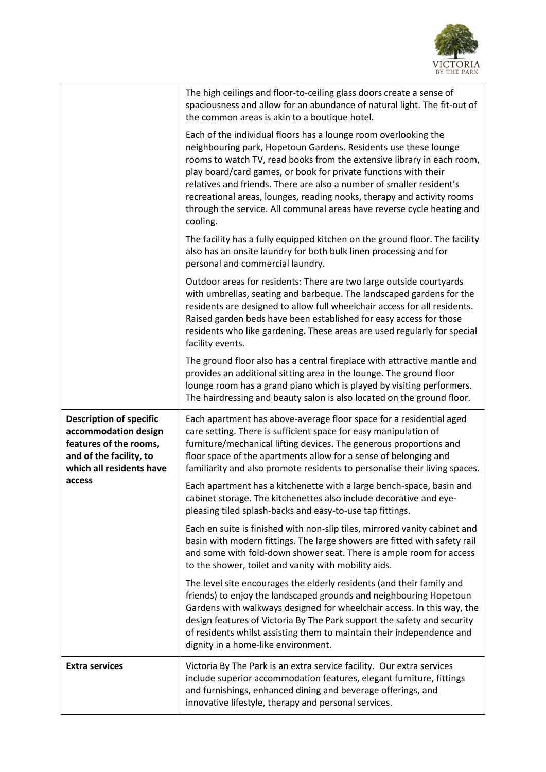| | |
|---|---|
| | The high ceilings and floor-to-ceiling glass doors create a sense of spaciousness and allow for an abundance of natural light. The fit-out of the common areas is akin to a boutique hotel.<br><br>Each of the individual floors has a lounge room overlooking the neighbouring park, Hopetoun Gardens. Residents use these lounge rooms to watch TV, read books from the extensive library in each room, play board/card games, or book for private functions with their relatives and friends. There are also a number of smaller resident's recreational areas, lounges, reading nooks, therapy and activity rooms through the service. All communal areas have reverse cycle heating and cooling.<br><br>The facility has a fully equipped kitchen on the ground floor. The facility also has an onsite laundry for both bulk linen processing and for personal and commercial laundry.<br><br>Outdoor areas for residents: There are two large outside courtyards with umbrellas, seating and barbeque. The landscaped gardens for the residents are designed to allow full wheelchair access for all residents. Raised garden beds have been established for easy access for those residents who like gardening. These areas are used regularly for special facility events.<br><br>The ground floor also has a central fireplace with attractive mantle and provides an additional sitting area in the lounge. The ground floor lounge room has a grand piano which is played by visiting performers. The hairdressing and beauty salon is also located on the ground floor. |
| **Description of specific accommodation design features of the rooms, and of the facility, to which all residents have access** | Each apartment has above-average floor space for a residential aged care setting. There is sufficient space for easy manipulation of furniture/mechanical lifting devices. The generous proportions and floor space of the apartments allow for a sense of belonging and familiarity and also promote residents to personalise their living spaces.<br><br>Each apartment has a kitchenette with a large bench-space, basin and cabinet storage. The kitchenettes also include decorative and eye-pleasing tiled splash-backs and easy-to-use tap fittings.<br><br>Each en suite is finished with non-slip tiles, mirrored vanity cabinet and basin with modern fittings. The large showers are fitted with safety rail and some with fold-down shower seat. There is ample room for access to the shower, toilet and vanity with mobility aids.<br><br>The level site encourages the elderly residents (and their family and friends) to enjoy the landscaped grounds and neighbouring Hopetoun Gardens with walkways designed for wheelchair access. In this way, the design features of Victoria By The Park support the safety and security of residents whilst assisting them to maintain their independence and dignity in a home-like environment. |
| **Extra services** | Victoria By The Park is an extra service facility. Our extra services include superior accommodation features, elegant furniture, fittings and furnishings, enhanced dining and beverage offerings, and innovative lifestyle, therapy and personal services. |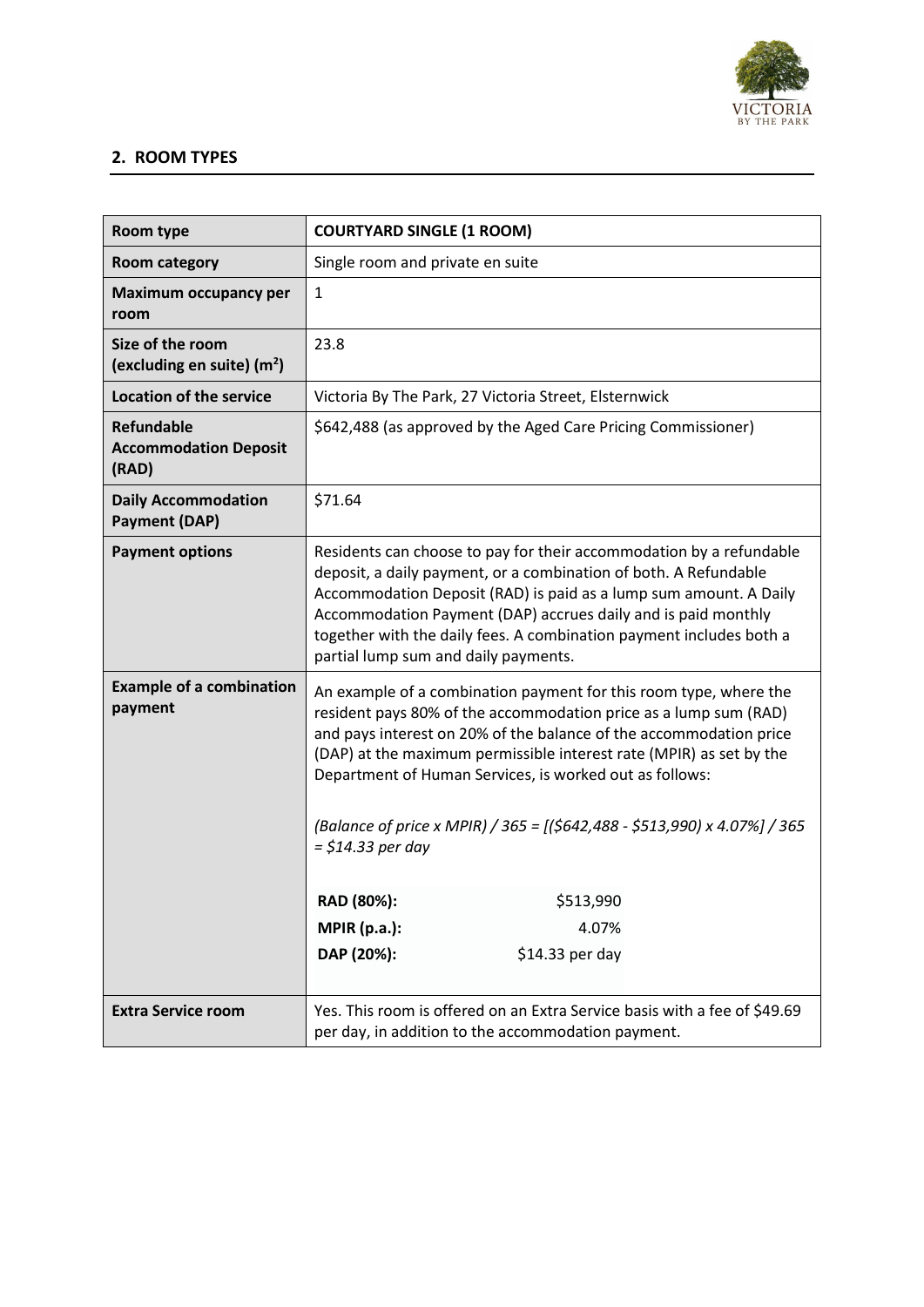## 2. ROOM TYPES

| Room type | COURTYARD SINGLE (1 ROOM) |
|---|---|
| Room category | Single room and private en suite |
| Maximum occupancy per room | 1 |
| Size of the room (excluding en suite) ($m^2$) | 23.8 |
| Location of the service | Victoria By The Park, 27 Victoria Street, Elsternwick |
| Refundable Accommodation Deposit (RAD) | $642,488 (as approved by the Aged Care Pricing Commissioner) |
| Daily Accommodation Payment (DAP) | $71.64 |
| Payment options | Residents can choose to pay for their accommodation by a refundable deposit, a daily payment, or a combination of both. A Refundable Accommodation Deposit (RAD) is paid as a lump sum amount. A Daily Accommodation Payment (DAP) accrues daily and is paid monthly together with the daily fees. A combination payment includes both a partial lump sum and daily payments. |
| Example of a combination payment | An example of a combination payment for this room type, where the resident pays 80% of the accommodation price as a lump sum (RAD) and pays interest on 20% of the balance of the accommodation price (DAP) at the maximum permissible interest rate (MPIR) as set by the Department of Human Services, is worked out as follows:<br><br>*(Balance of price x MPIR) / 365 = [($642,488 - $513,990) x 4.07%] / 365 = $14.33 per day*<br><br>**RAD (80%):** $513,990<br>**MPIR (p.a.):** 4.07%<br>**DAP (20%):** $14.33 per day |
| Extra Service room | Yes. This room is offered on an Extra Service basis with a fee of $49.69 per day, in addition to the accommodation payment. |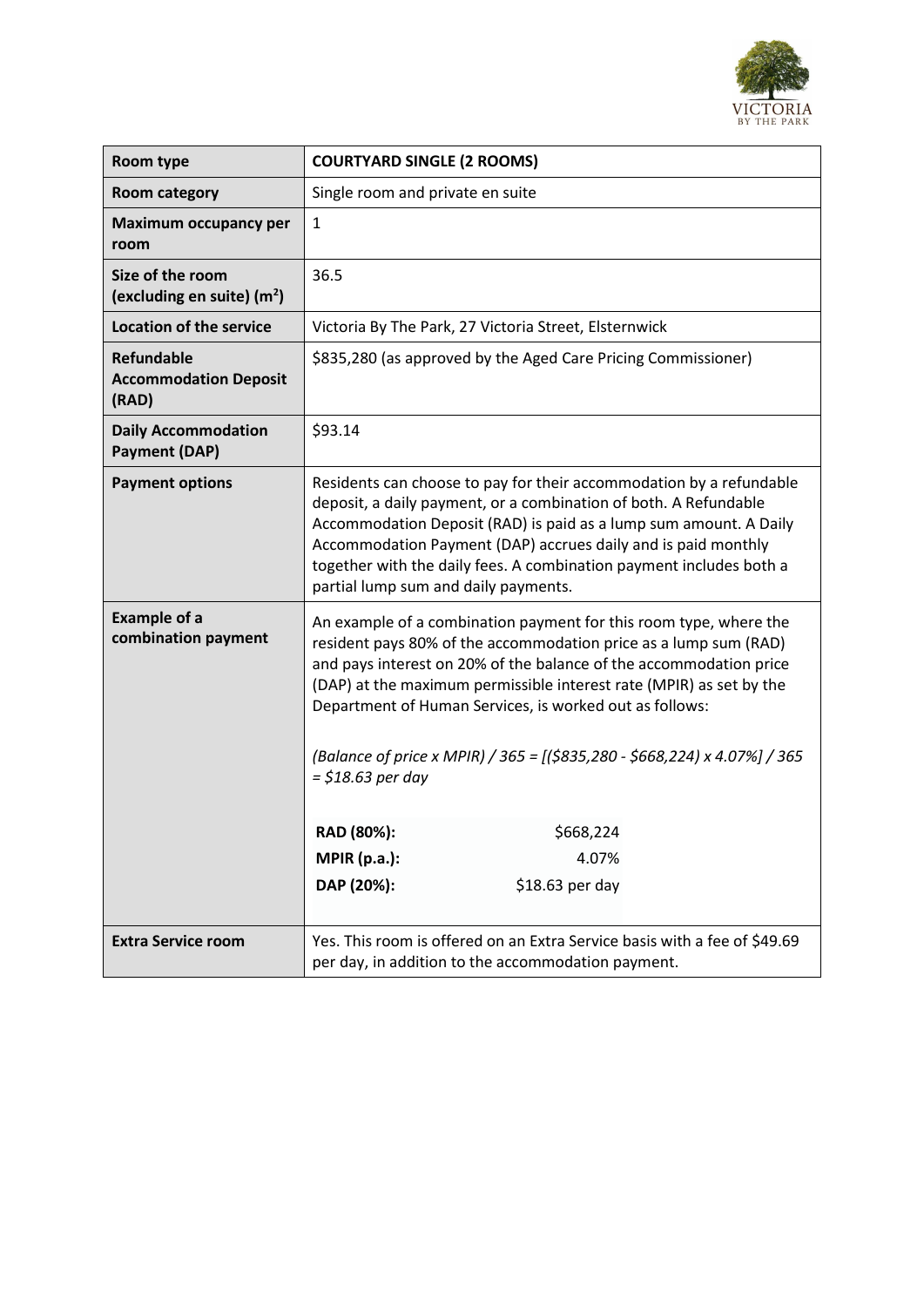| Room type | COURTYARD SINGLE (2 ROOMS) |
|---|---|
| Room category | Single room and private en suite |
| Maximum occupancy per room | 1 |
| Size of the room (excluding en suite) ($m^2$) | 36.5 |
| Location of the service | Victoria By The Park, 27 Victoria Street, Elsternwick |
| Refundable Accommodation Deposit (RAD) | $835,280 (as approved by the Aged Care Pricing Commissioner) |
| Daily Accommodation Payment (DAP) | $93.14 |
| Payment options | Residents can choose to pay for their accommodation by a refundable deposit, a daily payment, or a combination of both. A Refundable Accommodation Deposit (RAD) is paid as a lump sum amount. A Daily Accommodation Payment (DAP) accrues daily and is paid monthly together with the daily fees. A combination payment includes both a partial lump sum and daily payments. |
| Example of a combination payment | An example of a combination payment for this room type, where the resident pays 80% of the accommodation price as a lump sum (RAD) and pays interest on 20% of the balance of the accommodation price (DAP) at the maximum permissible interest rate (MPIR) as set by the Department of Human Services, is worked out as follows:<br><br>*(Balance of price x MPIR) / 365 = [($835,280 - $668,224) x 4.07%] / 365 = $18.63 per day*<br><br>**RAD (80%):** $668,224<br>**MPIR (p.a.):** 4.07%<br>**DAP (20%):** $18.63 per day |
| Extra Service room | Yes. This room is offered on an Extra Service basis with a fee of $49.69 per day, in addition to the accommodation payment. |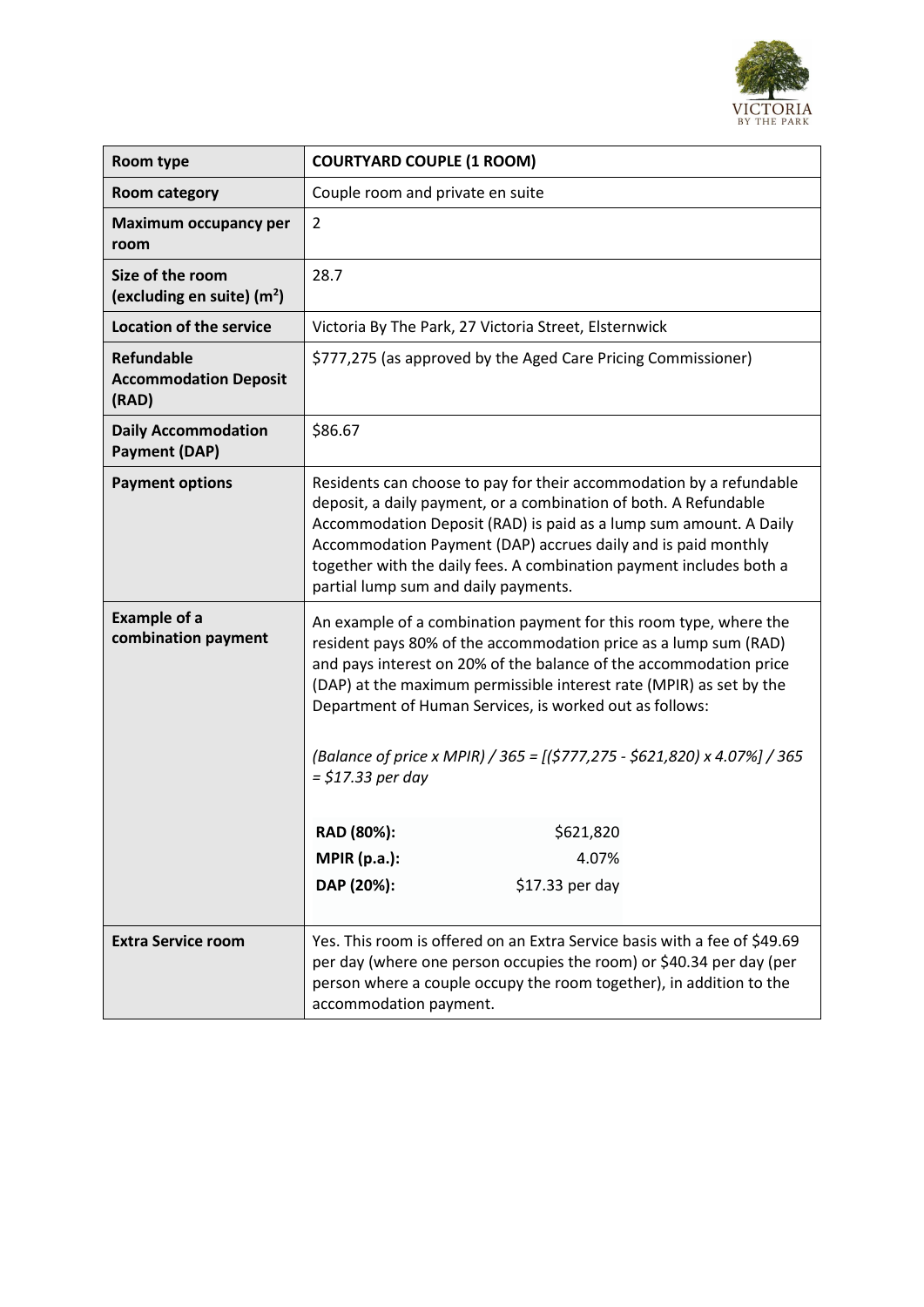| Room type | COURTYARD COUPLE (1 ROOM) |
|---|---|
| Room category | Couple room and private en suite |
| Maximum occupancy per room | 2 |
| Size of the room (excluding en suite) ($m^2$) | 28.7 |
| Location of the service | Victoria By The Park, 27 Victoria Street, Elsternwick |
| Refundable Accommodation Deposit (RAD) | $777,275 (as approved by the Aged Care Pricing Commissioner) |
| Daily Accommodation Payment (DAP) | $86.67 |
| Payment options | Residents can choose to pay for their accommodation by a refundable deposit, a daily payment, or a combination of both. A Refundable Accommodation Deposit (RAD) is paid as a lump sum amount. A Daily Accommodation Payment (DAP) accrues daily and is paid monthly together with the daily fees. A combination payment includes both a partial lump sum and daily payments. |
| Example of a combination payment | An example of a combination payment for this room type, where the resident pays 80% of the accommodation price as a lump sum (RAD) and pays interest on 20% of the balance of the accommodation price (DAP) at the maximum permissible interest rate (MPIR) as set by the Department of Human Services, is worked out as follows:<br><br>*(Balance of price x MPIR) / 365 = [($777,275 - $621,820) x 4.07%] / 365 = $17.33 per day*<br><br>**RAD (80%):** $621,820<br>**MPIR (p.a.):** 4.07%<br>**DAP (20%):** $17.33 per day |
| Extra Service room | Yes. This room is offered on an Extra Service basis with a fee of $49.69 per day (where one person occupies the room) or $40.34 per day (per person where a couple occupy the room together), in addition to the accommodation payment. |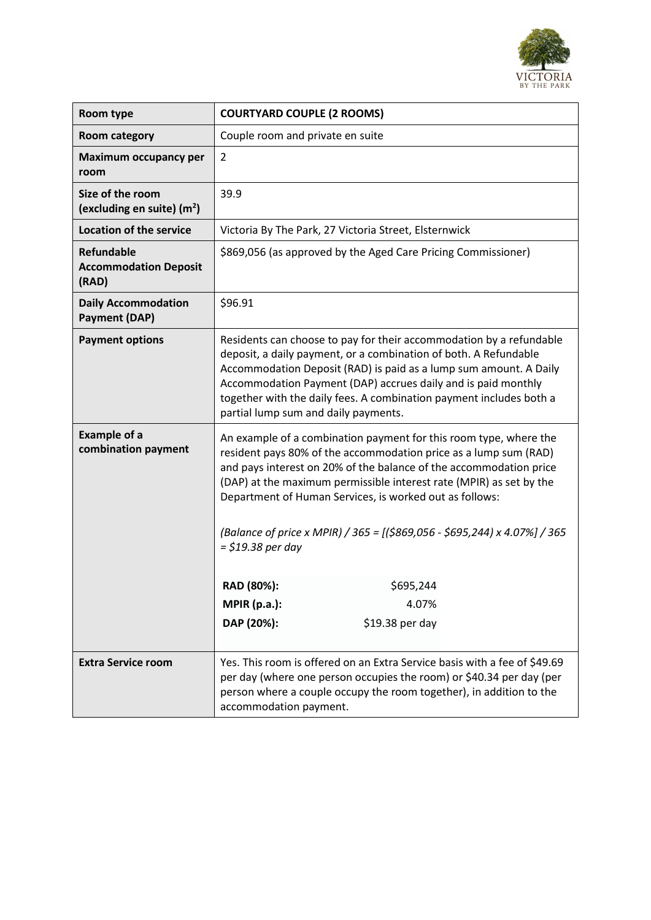| Room type | COURTYARD COUPLE (2 ROOMS) |
| --- | --- |
| Room category | Couple room and private en suite |
| Maximum occupancy per room | 2 |
| Size of the room (excluding en suite) ($m^2$) | 39.9 |
| Location of the service | Victoria By The Park, 27 Victoria Street, Elsternwick |
| Refundable Accommodation Deposit (RAD) | $869,056 (as approved by the Aged Care Pricing Commissioner) |
| Daily Accommodation Payment (DAP) | $96.91 |
| Payment options | Residents can choose to pay for their accommodation by a refundable deposit, a daily payment, or a combination of both. A Refundable Accommodation Deposit (RAD) is paid as a lump sum amount. A Daily Accommodation Payment (DAP) accrues daily and is paid monthly together with the daily fees. A combination payment includes both a partial lump sum and daily payments. |
| Example of a combination payment | An example of a combination payment for this room type, where the resident pays 80% of the accommodation price as a lump sum (RAD) and pays interest on 20% of the balance of the accommodation price (DAP) at the maximum permissible interest rate (MPIR) as set by the Department of Human Services, is worked out as follows:<br><br>*(Balance of price x MPIR) / 365 = [($869,056 - $695,244) x 4.07%] / 365 = $19.38 per day*<br><br>**RAD (80%):** $695,244<br>**MPIR (p.a.):** 4.07%<br>**DAP (20%):** $19.38 per day |
| Extra Service room | Yes. This room is offered on an Extra Service basis with a fee of $49.69 per day (where one person occupies the room) or $40.34 per day (per person where a couple occupy the room together), in addition to the accommodation payment. |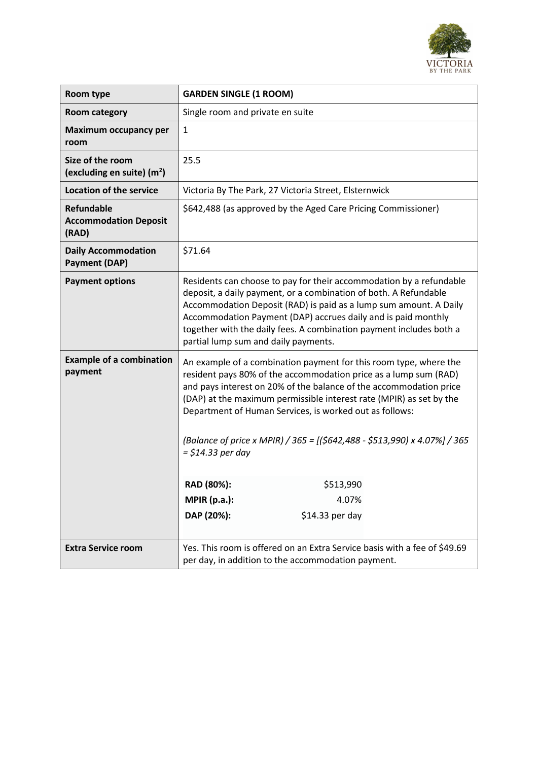| Room type | GARDEN SINGLE (1 ROOM) |
|---|---|
| Room category | Single room and private en suite |
| Maximum occupancy per room | 1 |
| Size of the room (excluding en suite) ($m^2$) | 25.5 |
| Location of the service | Victoria By The Park, 27 Victoria Street, Elsternwick |
| Refundable Accommodation Deposit (RAD) | $642,488 (as approved by the Aged Care Pricing Commissioner) |
| Daily Accommodation Payment (DAP) | $71.64 |
| Payment options | Residents can choose to pay for their accommodation by a refundable deposit, a daily payment, or a combination of both. A Refundable Accommodation Deposit (RAD) is paid as a lump sum amount. A Daily Accommodation Payment (DAP) accrues daily and is paid monthly together with the daily fees. A combination payment includes both a partial lump sum and daily payments. |
| Example of a combination payment | An example of a combination payment for this room type, where the resident pays 80% of the accommodation price as a lump sum (RAD) and pays interest on 20% of the balance of the accommodation price (DAP) at the maximum permissible interest rate (MPIR) as set by the Department of Human Services, is worked out as follows:<br><br>*(Balance of price x MPIR) / 365 = [($642,488 - $513,990) x 4.07%] / 365 = $14.33 per day*<br><br>**RAD (80%):** $513,990<br>**MPIR (p.a.):** 4.07%<br>**DAP (20%):** $14.33 per day |
| Extra Service room | Yes. This room is offered on an Extra Service basis with a fee of $49.69 per day, in addition to the accommodation payment. |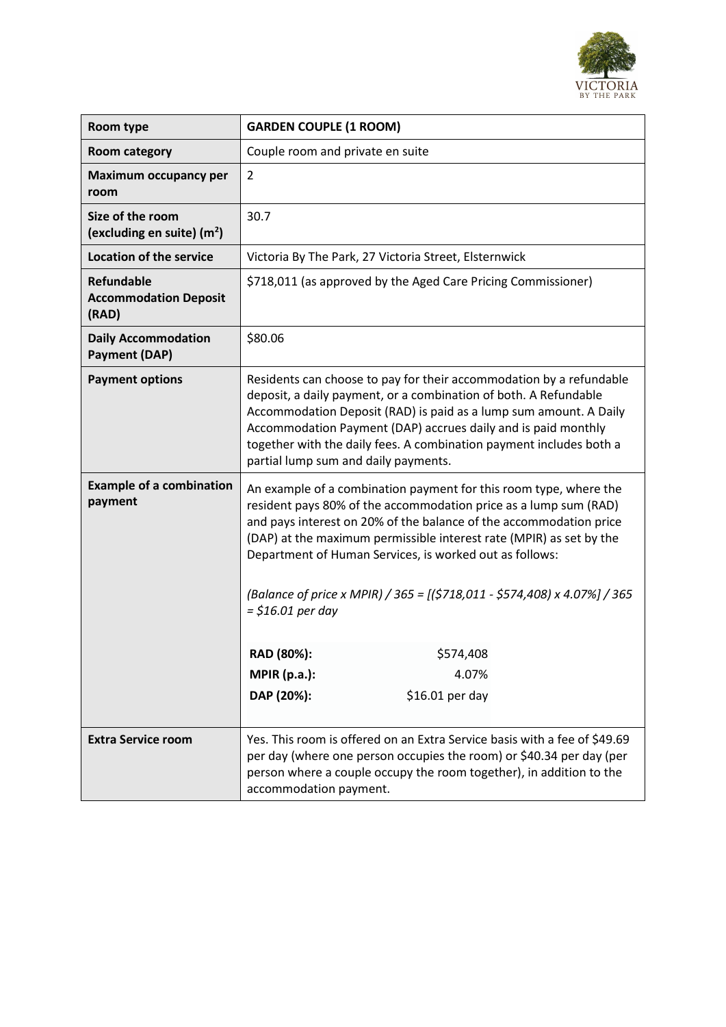| Room type | GARDEN COUPLE (1 ROOM) |
|---|---|
| Room category | Couple room and private en suite |
| Maximum occupancy per room | 2 |
| Size of the room (excluding en suite) ($m^2$) | 30.7 |
| Location of the service | Victoria By The Park, 27 Victoria Street, Elsternwick |
| Refundable Accommodation Deposit (RAD) | $718,011 (as approved by the Aged Care Pricing Commissioner) |
| Daily Accommodation Payment (DAP) | $80.06 |
| Payment options | Residents can choose to pay for their accommodation by a refundable deposit, a daily payment, or a combination of both. A Refundable Accommodation Deposit (RAD) is paid as a lump sum amount. A Daily Accommodation Payment (DAP) accrues daily and is paid monthly together with the daily fees. A combination payment includes both a partial lump sum and daily payments. |
| Example of a combination payment | An example of a combination payment for this room type, where the resident pays 80% of the accommodation price as a lump sum (RAD) and pays interest on 20% of the balance of the accommodation price (DAP) at the maximum permissible interest rate (MPIR) as set by the Department of Human Services, is worked out as follows:<br><br>*(Balance of price x MPIR) / 365 = [($718,011 - $574,408) x 4.07%] / 365 = $16.01 per day*<br><br>**RAD (80%):** $574,408<br>**MPIR (p.a.):** 4.07%<br>**DAP (20%):** $16.01 per day |
| Extra Service room | Yes. This room is offered on an Extra Service basis with a fee of $49.69 per day (where one person occupies the room) or $40.34 per day (per person where a couple occupy the room together), in addition to the accommodation payment. |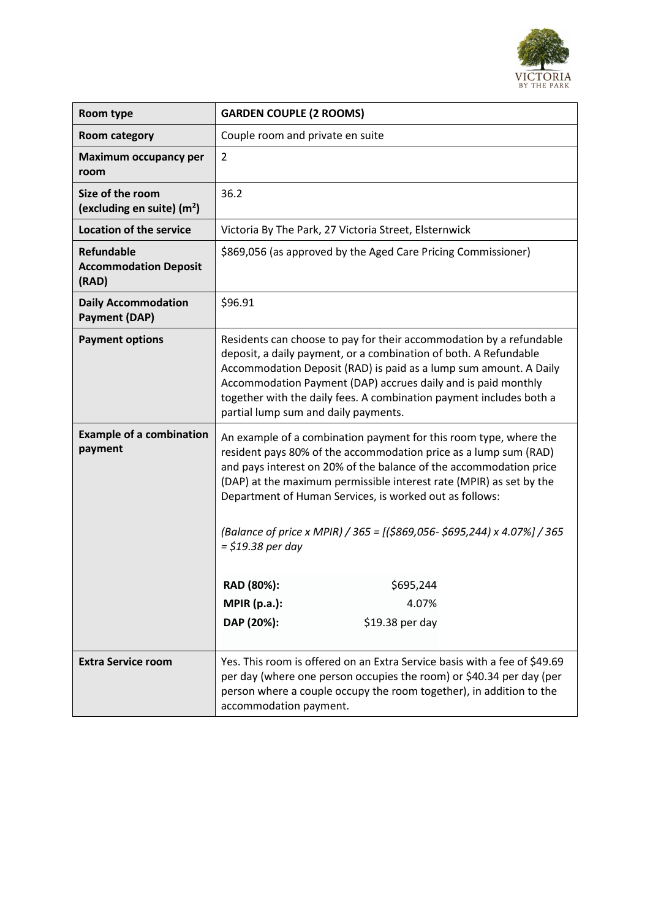| Room type | **GARDEN COUPLE (2 ROOMS)** |
|---|---|
| **Room category** | Couple room and private en suite |
| **Maximum occupancy per room** | 2 |
| **Size of the room (excluding en suite) (m²)** | 36.2 |
| **Location of the service** | Victoria By The Park, 27 Victoria Street, Elsternwick |
| **Refundable Accommodation Deposit (RAD)** | \$869,056 (as approved by the Aged Care Pricing Commissioner) |
| **Daily Accommodation Payment (DAP)** | \$96.91 |
| **Payment options** | Residents can choose to pay for their accommodation by a refundable deposit, a daily payment, or a combination of both. A Refundable Accommodation Deposit (RAD) is paid as a lump sum amount. A Daily Accommodation Payment (DAP) accrues daily and is paid monthly together with the daily fees. A combination payment includes both a partial lump sum and daily payments. |
| **Example of a combination payment** | An example of a combination payment for this room type, where the resident pays 80% of the accommodation price as a lump sum (RAD) and pays interest on 20% of the balance of the accommodation price (DAP) at the maximum permissible interest rate (MPIR) as set by the Department of Human Services, is worked out as follows:<br><br>*(Balance of price x MPIR) / 365 = [(\$869,056- \$695,244) x 4.07%] / 365 = \$19.38 per day*<br><br>**RAD (80%):** \$695,244<br>**MPIR (p.a.):** 4.07%<br>**DAP (20%):** \$19.38 per day |
| **Extra Service room** | Yes. This room is offered on an Extra Service basis with a fee of \$49.69 per day (where one person occupies the room) or \$40.34 per day (per person where a couple occupy the room together), in addition to the accommodation payment. |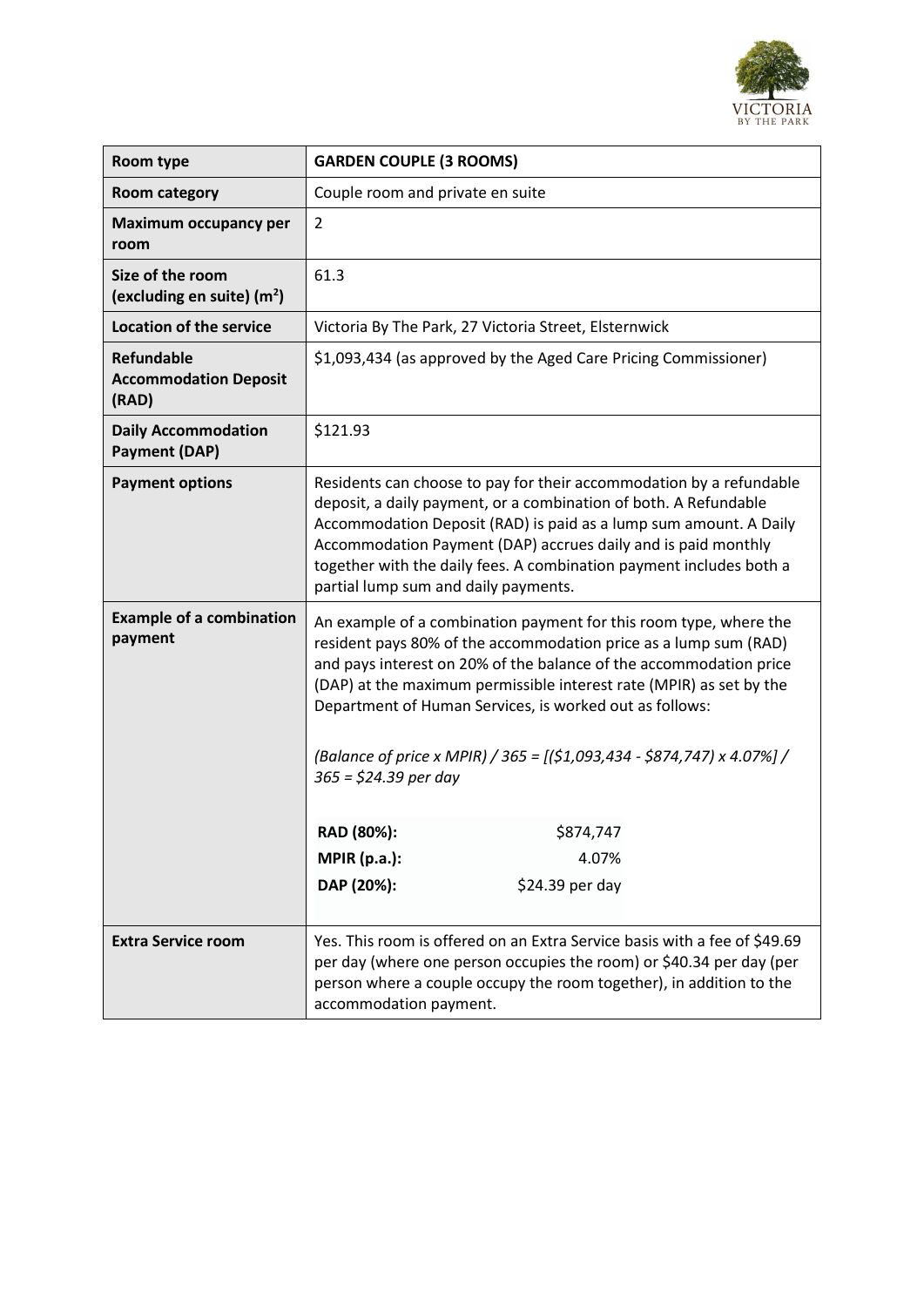| Room type | GARDEN COUPLE (3 ROOMS) |
| --- | --- |
| Room category | Couple room and private en suite |
| Maximum occupancy per room | 2 |
| Size of the room (excluding en suite) ($m^2$) | 61.3 |
| Location of the service | Victoria By The Park, 27 Victoria Street, Elsternwick |
| Refundable Accommodation Deposit (RAD) | $1,093,434 (as approved by the Aged Care Pricing Commissioner) |
| Daily Accommodation Payment (DAP) | $121.93 |
| Payment options | Residents can choose to pay for their accommodation by a refundable deposit, a daily payment, or a combination of both. A Refundable Accommodation Deposit (RAD) is paid as a lump sum amount. A Daily Accommodation Payment (DAP) accrues daily and is paid monthly together with the daily fees. A combination payment includes both a partial lump sum and daily payments. |
| Example of a combination payment | An example of a combination payment for this room type, where the resident pays 80% of the accommodation price as a lump sum (RAD) and pays interest on 20% of the balance of the accommodation price (DAP) at the maximum permissible interest rate (MPIR) as set by the Department of Human Services, is worked out as follows:<br><br>*(Balance of price x MPIR) / 365 = [($1,093,434 - $874,747) x 4.07%] / 365 = $24.39 per day*<br><br>**RAD (80%):** $874,747<br>**MPIR (p.a.):** 4.07%<br>**DAP (20%):** $24.39 per day |
| Extra Service room | Yes. This room is offered on an Extra Service basis with a fee of $49.69 per day (where one person occupies the room) or $40.34 per day (per person where a couple occupy the room together), in addition to the accommodation payment. |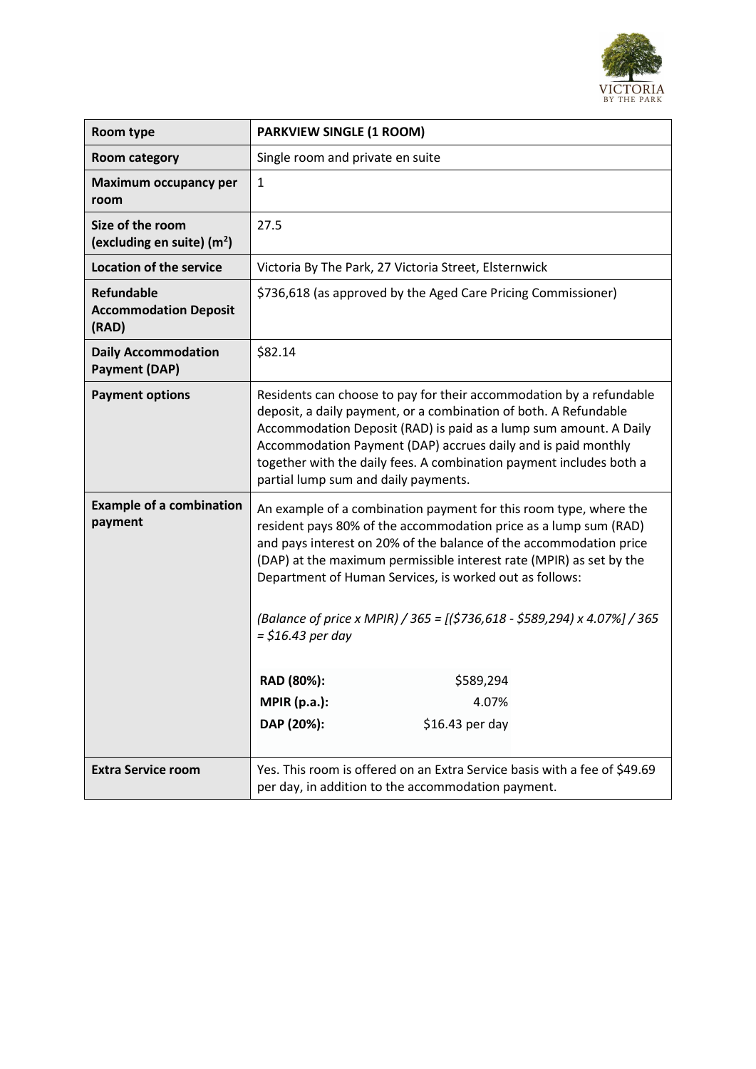| Room type | PARKVIEW SINGLE (1 ROOM) |
|---|---|
| Room category | Single room and private en suite |
| Maximum occupancy per room | 1 |
| Size of the room (excluding en suite) ($m^2$) | 27.5 |
| Location of the service | Victoria By The Park, 27 Victoria Street, Elsternwick |
| Refundable Accommodation Deposit (RAD) | $736,618 (as approved by the Aged Care Pricing Commissioner) |
| Daily Accommodation Payment (DAP) | $82.14 |
| Payment options | Residents can choose to pay for their accommodation by a refundable deposit, a daily payment, or a combination of both. A Refundable Accommodation Deposit (RAD) is paid as a lump sum amount. A Daily Accommodation Payment (DAP) accrues daily and is paid monthly together with the daily fees. A combination payment includes both a partial lump sum and daily payments. |
| Example of a combination payment | An example of a combination payment for this room type, where the resident pays 80% of the accommodation price as a lump sum (RAD) and pays interest on 20% of the balance of the accommodation price (DAP) at the maximum permissible interest rate (MPIR) as set by the Department of Human Services, is worked out as follows:<br><br>*(Balance of price x MPIR) / 365 = [($736,618 - $589,294) x 4.07%] / 365 = $16.43 per day*<br><br>**RAD (80%):** $589,294<br>**MPIR (p.a.):** 4.07%<br>**DAP (20%):** $16.43 per day |
| Extra Service room | Yes. This room is offered on an Extra Service basis with a fee of $49.69 per day, in addition to the accommodation payment. |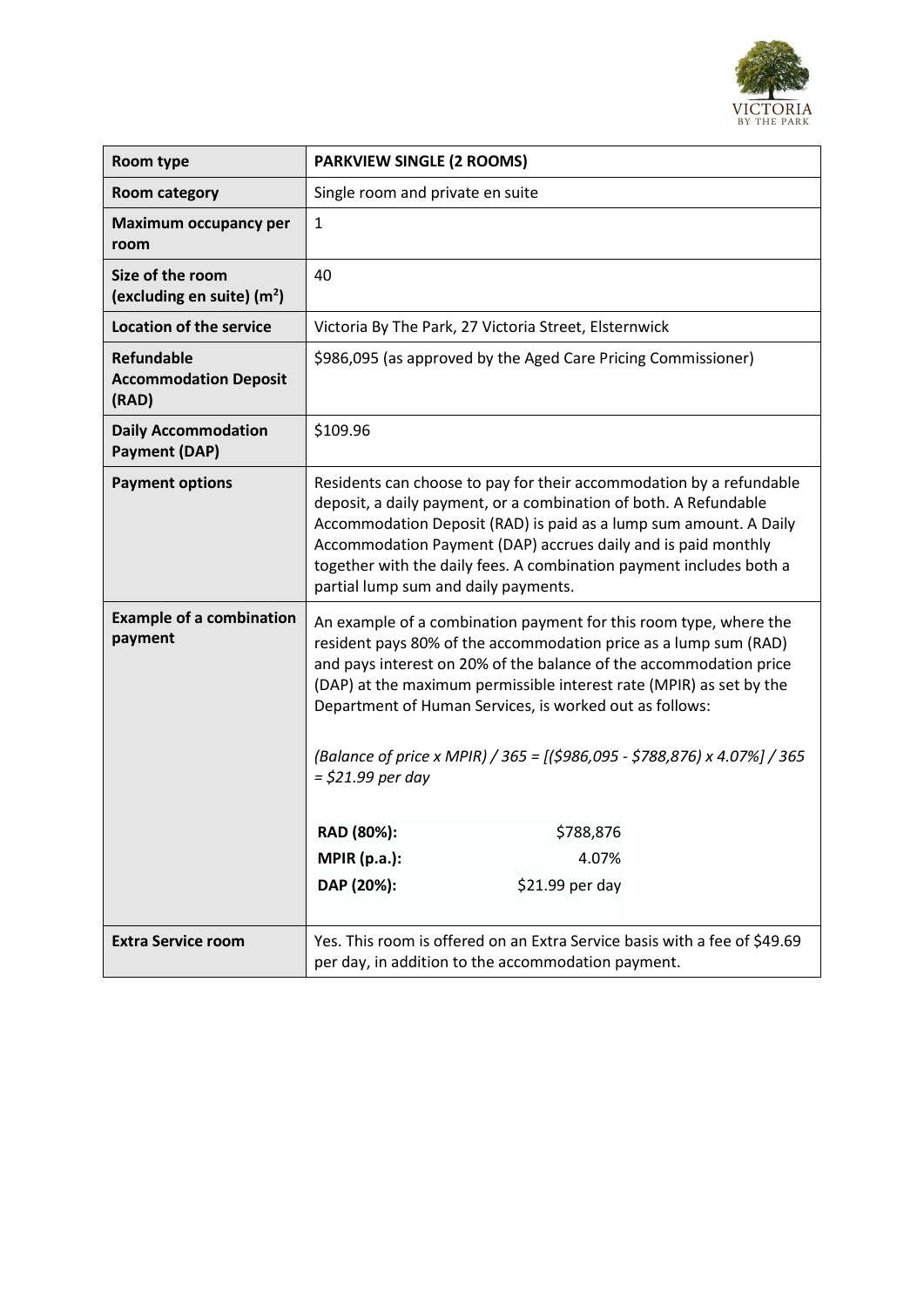| Room type | PARKVIEW SINGLE (2 ROOMS) |
|---|---|
| Room category | Single room and private en suite |
| Maximum occupancy per room | 1 |
| Size of the room (excluding en suite) ($m^2$) | 40 |
| Location of the service | Victoria By The Park, 27 Victoria Street, Elsternwick |
| Refundable Accommodation Deposit (RAD) | $986,095 (as approved by the Aged Care Pricing Commissioner) |
| Daily Accommodation Payment (DAP) | $109.96 |
| Payment options | Residents can choose to pay for their accommodation by a refundable deposit, a daily payment, or a combination of both. A Refundable Accommodation Deposit (RAD) is paid as a lump sum amount. A Daily Accommodation Payment (DAP) accrues daily and is paid monthly together with the daily fees. A combination payment includes both a partial lump sum and daily payments. |
| Example of a combination payment | An example of a combination payment for this room type, where the resident pays 80% of the accommodation price as a lump sum (RAD) and pays interest on 20% of the balance of the accommodation price (DAP) at the maximum permissible interest rate (MPIR) as set by the Department of Human Services, is worked out as follows:<br><br>*(Balance of price x MPIR) / 365 = [($986,095 - $788,876) x 4.07%] / 365 = $21.99 per day*<br><br>**RAD (80%):** $788,876<br>**MPIR (p.a.):** 4.07%<br>**DAP (20%):** $21.99 per day |
| Extra Service room | Yes. This room is offered on an Extra Service basis with a fee of $49.69 per day, in addition to the accommodation payment. |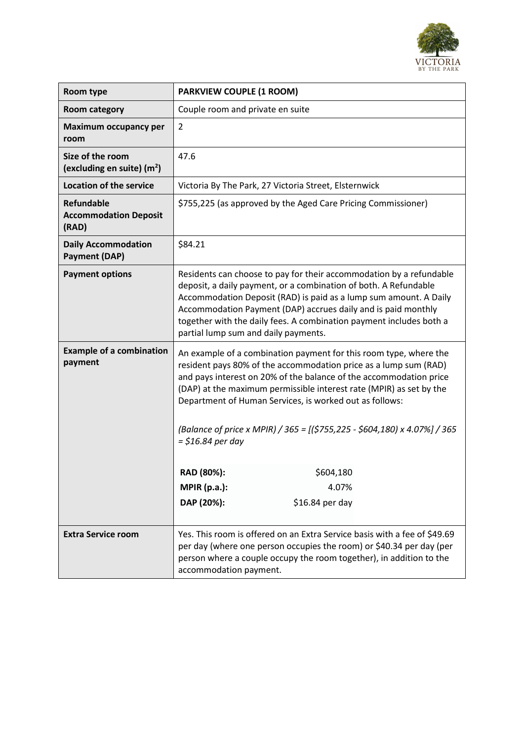| Room type | PARKVIEW COUPLE (1 ROOM) |
| --- | --- |
| Room category | Couple room and private en suite |
| Maximum occupancy per room | 2 |
| Size of the room (excluding en suite) ($m^2$) | 47.6 |
| Location of the service | Victoria By The Park, 27 Victoria Street, Elsternwick |
| Refundable Accommodation Deposit (RAD) | $755,225 (as approved by the Aged Care Pricing Commissioner) |
| Daily Accommodation Payment (DAP) | $84.21 |
| Payment options | Residents can choose to pay for their accommodation by a refundable deposit, a daily payment, or a combination of both. A Refundable Accommodation Deposit (RAD) is paid as a lump sum amount. A Daily Accommodation Payment (DAP) accrues daily and is paid monthly together with the daily fees. A combination payment includes both a partial lump sum and daily payments. |
| Example of a combination payment | An example of a combination payment for this room type, where the resident pays 80% of the accommodation price as a lump sum (RAD) and pays interest on 20% of the balance of the accommodation price (DAP) at the maximum permissible interest rate (MPIR) as set by the Department of Human Services, is worked out as follows:<br><br>*(Balance of price x MPIR) / 365 = [($755,225 - $604,180) x 4.07%] / 365 = $16.84 per day*<br><br>**RAD (80%):** $604,180<br>**MPIR (p.a.):** 4.07%<br>**DAP (20%):** $16.84 per day |
| Extra Service room | Yes. This room is offered on an Extra Service basis with a fee of $49.69 per day (where one person occupies the room) or $40.34 per day (per person where a couple occupy the room together), in addition to the accommodation payment. |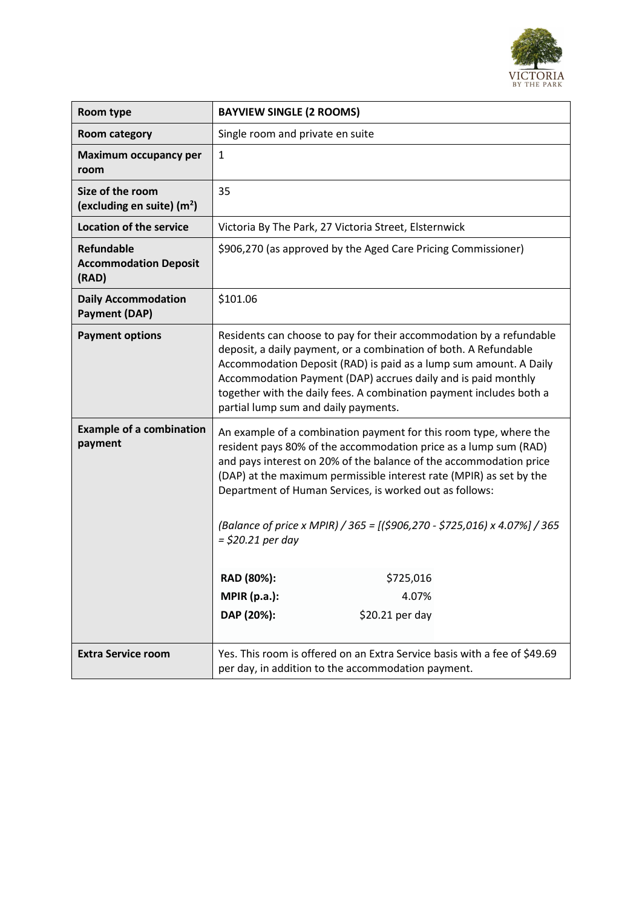| | |
|---|---|
| **Room type** | **BAYVIEW SINGLE (2 ROOMS)** |
| **Room category** | Single room and private en suite |
| **Maximum occupancy per room** | 1 |
| **Size of the room (excluding en suite) (m$^2$)** | 35 |
| **Location of the service** | Victoria By The Park, 27 Victoria Street, Elsternwick |
| **Refundable Accommodation Deposit (RAD)** | \$906,270 (as approved by the Aged Care Pricing Commissioner) |
| **Daily Accommodation Payment (DAP)** | \$101.06 |
| **Payment options** | Residents can choose to pay for their accommodation by a refundable deposit, a daily payment, or a combination of both. A Refundable Accommodation Deposit (RAD) is paid as a lump sum amount. A Daily Accommodation Payment (DAP) accrues daily and is paid monthly together with the daily fees. A combination payment includes both a partial lump sum and daily payments. |
| **Example of a combination payment** | An example of a combination payment for this room type, where the resident pays 80% of the accommodation price as a lump sum (RAD) and pays interest on 20% of the balance of the accommodation price (DAP) at the maximum permissible interest rate (MPIR) as set by the Department of Human Services, is worked out as follows:<br><br>*(Balance of price x MPIR) / 365 = [(\$906,270 - \$725,016) x 4.07%] / 365 = \$20.21 per day*<br><br>**RAD (80%):** \$725,016<br>**MPIR (p.a.):** 4.07%<br>**DAP (20%):** \$20.21 per day |
| **Extra Service room** | Yes. This room is offered on an Extra Service basis with a fee of \$49.69 per day, in addition to the accommodation payment. |